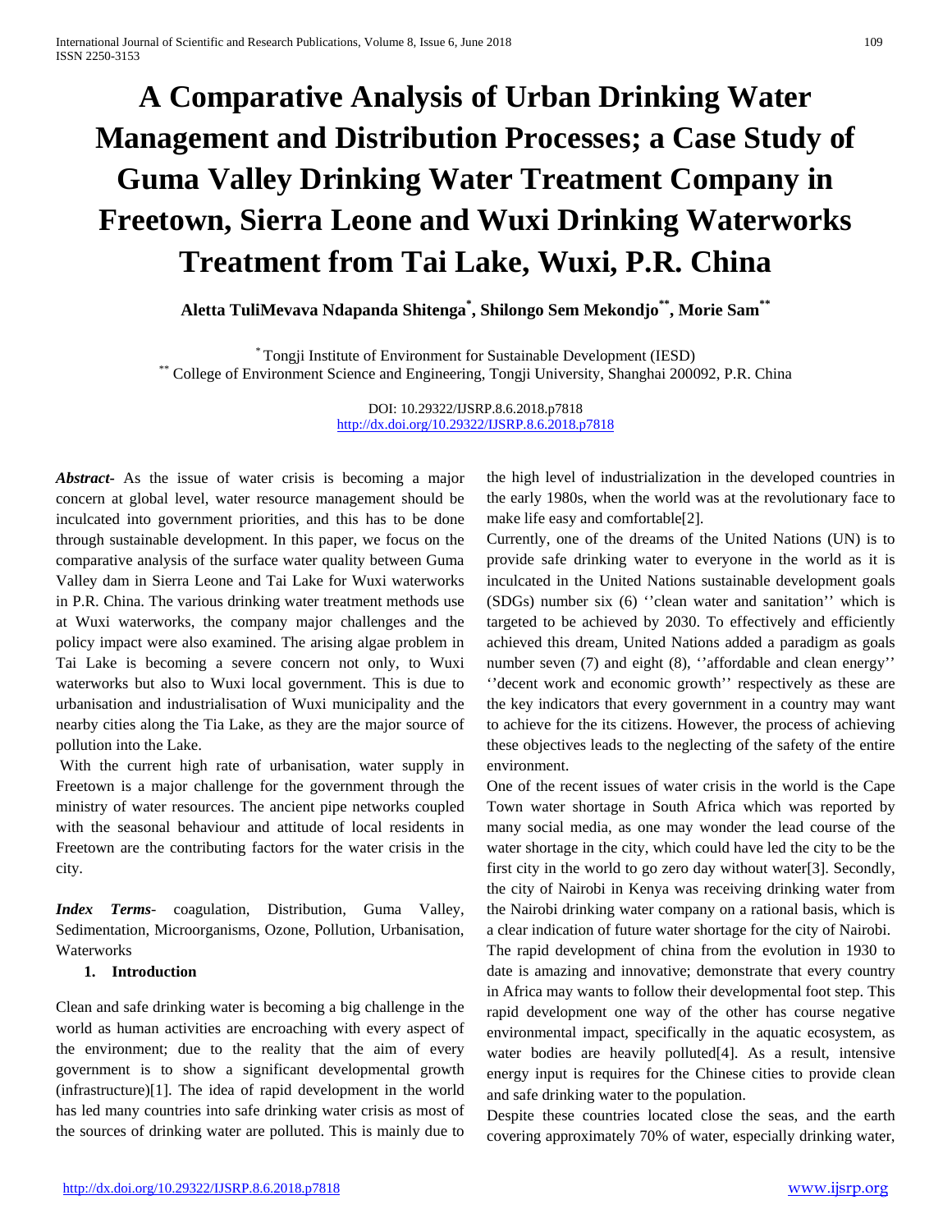# A Comparative Analysis of Urban Drinking Water Management and Distribution Processes; a Case Study of Guma Valley Drinking Water Treatment Company in Freetown, Sierra Leone and Wuxi Drinking Waterworks Treatment from Tai Lake, Wuxi, P.R. China

**Aletta TuliMevava Ndapanda Shitenga[*], Shilongo Sem Mekondjo[**], Morie Sam[**]**

[*] Tongji Institute of Environment for Sustainable Development (IESD)
[**] College of Environment Science and Engineering, Tongji University, Shanghai 200092, P.R. China

DOI: 10.29322/IJSRP.8.6.2018.p7818
http://dx.doi.org/10.29322/IJSRP.8.6.2018.p7818

***Abstract-*** As the issue of water crisis is becoming a major concern at global level, water resource management should be inculcated into government priorities, and this has to be done through sustainable development. In this paper, we focus on the comparative analysis of the surface water quality between Guma Valley dam in Sierra Leone and Tai Lake for Wuxi waterworks in P.R. China. The various drinking water treatment methods use at Wuxi waterworks, the company major challenges and the policy impact were also examined. The arising algae problem in Tai Lake is becoming a severe concern not only, to Wuxi waterworks but also to Wuxi local government. This is due to urbanisation and industrialisation of Wuxi municipality and the nearby cities along the Tia Lake, as they are the major source of pollution into the Lake.

With the current high rate of urbanisation, water supply in Freetown is a major challenge for the government through the ministry of water resources. The ancient pipe networks coupled with the seasonal behaviour and attitude of local residents in Freetown are the contributing factors for the water crisis in the city.

***Index Terms-*** coagulation, Distribution, Guma Valley, Sedimentation, Microorganisms, Ozone, Pollution, Urbanisation, Waterworks

## 1. Introduction

Clean and safe drinking water is becoming a big challenge in the world as human activities are encroaching with every aspect of the environment; due to the reality that the aim of every government is to show a significant developmental growth (infrastructure)[1]. The idea of rapid development in the world has led many countries into safe drinking water crisis as most of the sources of drinking water are polluted. This is mainly due to the high level of industrialization in the developed countries in the early 1980s, when the world was at the revolutionary face to make life easy and comfortable[2].

Currently, one of the dreams of the United Nations (UN) is to provide safe drinking water to everyone in the world as it is inculcated in the United Nations sustainable development goals (SDGs) number six (6) ''clean water and sanitation'' which is targeted to be achieved by 2030. To effectively and efficiently achieved this dream, United Nations added a paradigm as goals number seven (7) and eight (8), ''affordable and clean energy'' ''decent work and economic growth'' respectively as these are the key indicators that every government in a country may want to achieve for the its citizens. However, the process of achieving these objectives leads to the neglecting of the safety of the entire environment.

One of the recent issues of water crisis in the world is the Cape Town water shortage in South Africa which was reported by many social media, as one may wonder the lead course of the water shortage in the city, which could have led the city to be the first city in the world to go zero day without water[3]. Secondly, the city of Nairobi in Kenya was receiving drinking water from the Nairobi drinking water company on a rational basis, which is a clear indication of future water shortage for the city of Nairobi.

The rapid development of china from the evolution in 1930 to date is amazing and innovative; demonstrate that every country in Africa may wants to follow their developmental foot step. This rapid development one way of the other has course negative environmental impact, specifically in the aquatic ecosystem, as water bodies are heavily polluted[4]. As a result, intensive energy input is requires for the Chinese cities to provide clean and safe drinking water to the population.

Despite these countries located close the seas, and the earth covering approximately 70% of water, especially drinking water,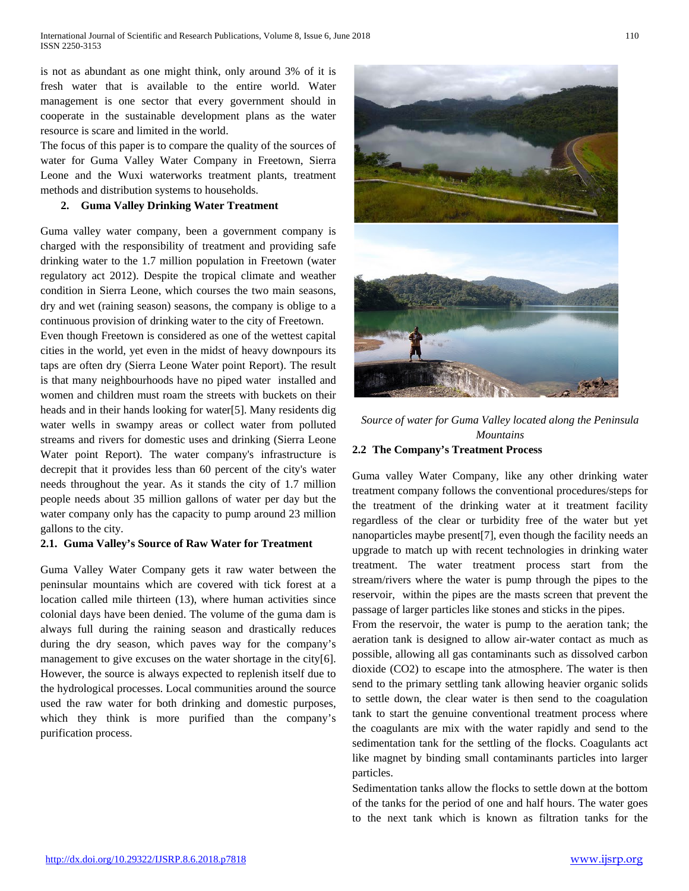is not as abundant as one might think, only around 3% of it is fresh water that is available to the entire world. Water management is one sector that every government should in cooperate in the sustainable development plans as the water resource is scare and limited in the world.

The focus of this paper is to compare the quality of the sources of water for Guma Valley Water Company in Freetown, Sierra Leone and the Wuxi waterworks treatment plants, treatment methods and distribution systems to households.

## 2. Guma Valley Drinking Water Treatment

Guma valley water company, been a government company is charged with the responsibility of treatment and providing safe drinking water to the 1.7 million population in Freetown (water regulatory act 2012). Despite the tropical climate and weather condition in Sierra Leone, which courses the two main seasons, dry and wet (raining season) seasons, the company is oblige to a continuous provision of drinking water to the city of Freetown.

Even though Freetown is considered as one of the wettest capital cities in the world, yet even in the midst of heavy downpours its taps are often dry (Sierra Leone Water point Report). The result is that many neighbourhoods have no piped water installed and women and children must roam the streets with buckets on their heads and in their hands looking for water[5]. Many residents dig water wells in swampy areas or collect water from polluted streams and rivers for domestic uses and drinking (Sierra Leone Water point Report). The water company's infrastructure is decrepit that it provides less than 60 percent of the city's water needs throughout the year. As it stands the city of 1.7 million people needs about 35 million gallons of water per day but the water company only has the capacity to pump around 23 million gallons to the city.

### 2.1. Guma Valley's Source of Raw Water for Treatment

Guma Valley Water Company gets it raw water between the peninsular mountains which are covered with tick forest at a location called mile thirteen (13), where human activities since colonial days have been denied. The volume of the guma dam is always full during the raining season and drastically reduces during the dry season, which paves way for the company's management to give excuses on the water shortage in the city[6]. However, the source is always expected to replenish itself due to the hydrological processes. Local communities around the source used the raw water for both drinking and domestic purposes, which they think is more purified than the company's purification process.

*Source of water for Guma Valley located along the Peninsula Mountains*

### 2.2 The Company's Treatment Process

Guma valley Water Company, like any other drinking water treatment company follows the conventional procedures/steps for the treatment of the drinking water at it treatment facility regardless of the clear or turbidity free of the water but yet nanoparticles maybe present[7], even though the facility needs an upgrade to match up with recent technologies in drinking water treatment. The water treatment process start from the stream/rivers where the water is pump through the pipes to the reservoir, within the pipes are the masts screen that prevent the passage of larger particles like stones and sticks in the pipes.

From the reservoir, the water is pump to the aeration tank; the aeration tank is designed to allow air-water contact as much as possible, allowing all gas contaminants such as dissolved carbon dioxide ($CO_2$) to escape into the atmosphere. The water is then send to the primary settling tank allowing heavier organic solids to settle down, the clear water is then send to the coagulation tank to start the genuine conventional treatment process where the coagulants are mix with the water rapidly and send to the sedimentation tank for the settling of the flocks. Coagulants act like magnet by binding small contaminants particles into larger particles.

Sedimentation tanks allow the flocks to settle down at the bottom of the tanks for the period of one and half hours. The water goes to the next tank which is known as filtration tanks for the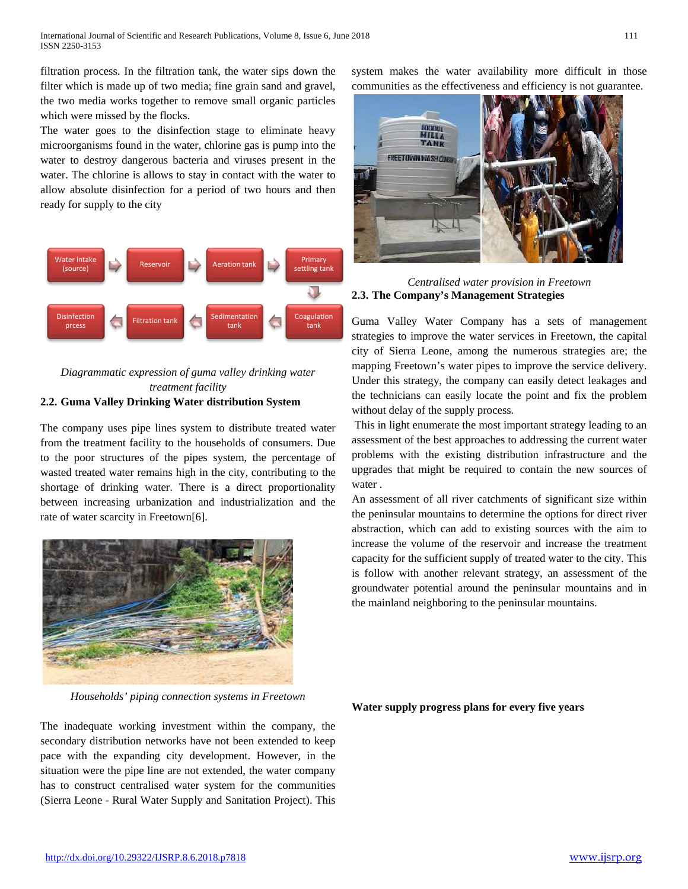filtration process. In the filtration tank, the water sips down the filter which is made up of two media; fine grain sand and gravel, the two media works together to remove small organic particles which were missed by the flocks.

The water goes to the disinfection stage to eliminate heavy microorganisms found in the water, chlorine gas is pump into the water to destroy dangerous bacteria and viruses present in the water. The chlorine is allows to stay in contact with the water to allow absolute disinfection for a period of two hours and then ready for supply to the city

Water intake (source) → Reservoir → Aeration tank → Primary settling tank → Coagulation tank → Sedimentation tank → Filtration tank → Disinfection prcess

*Diagrammatic expression of guma valley drinking water treatment facility*

### 2.2. Guma Valley Drinking Water distribution System

The company uses pipe lines system to distribute treated water from the treatment facility to the households of consumers. Due to the poor structures of the pipes system, the percentage of wasted treated water remains high in the city, contributing to the shortage of drinking water. There is a direct proportionality between increasing urbanization and industrialization and the rate of water scarcity in Freetown[6].

*Households' piping connection systems in Freetown*

The inadequate working investment within the company, the secondary distribution networks have not been extended to keep pace with the expanding city development. However, in the situation were the pipe line are not extended, the water company has to construct centralised water system for the communities (Sierra Leone - Rural Water Supply and Sanitation Project). This system makes the water availability more difficult in those communities as the effectiveness and efficiency is not guarantee.

*Centralised water provision in Freetown*

### 2.3. The Company's Management Strategies

Guma Valley Water Company has a sets of management strategies to improve the water services in Freetown, the capital city of Sierra Leone, among the numerous strategies are; the mapping Freetown's water pipes to improve the service delivery. Under this strategy, the company can easily detect leakages and the technicians can easily locate the point and fix the problem without delay of the supply process.

This in light enumerate the most important strategy leading to an assessment of the best approaches to addressing the current water problems with the existing distribution infrastructure and the upgrades that might be required to contain the new sources of water .

An assessment of all river catchments of significant size within the peninsular mountains to determine the options for direct river abstraction, which can add to existing sources with the aim to increase the volume of the reservoir and increase the treatment capacity for the sufficient supply of treated water to the city. This is follow with another relevant strategy, an assessment of the groundwater potential around the peninsular mountains and in the mainland neighboring to the peninsular mountains.

**Water supply progress plans for every five years**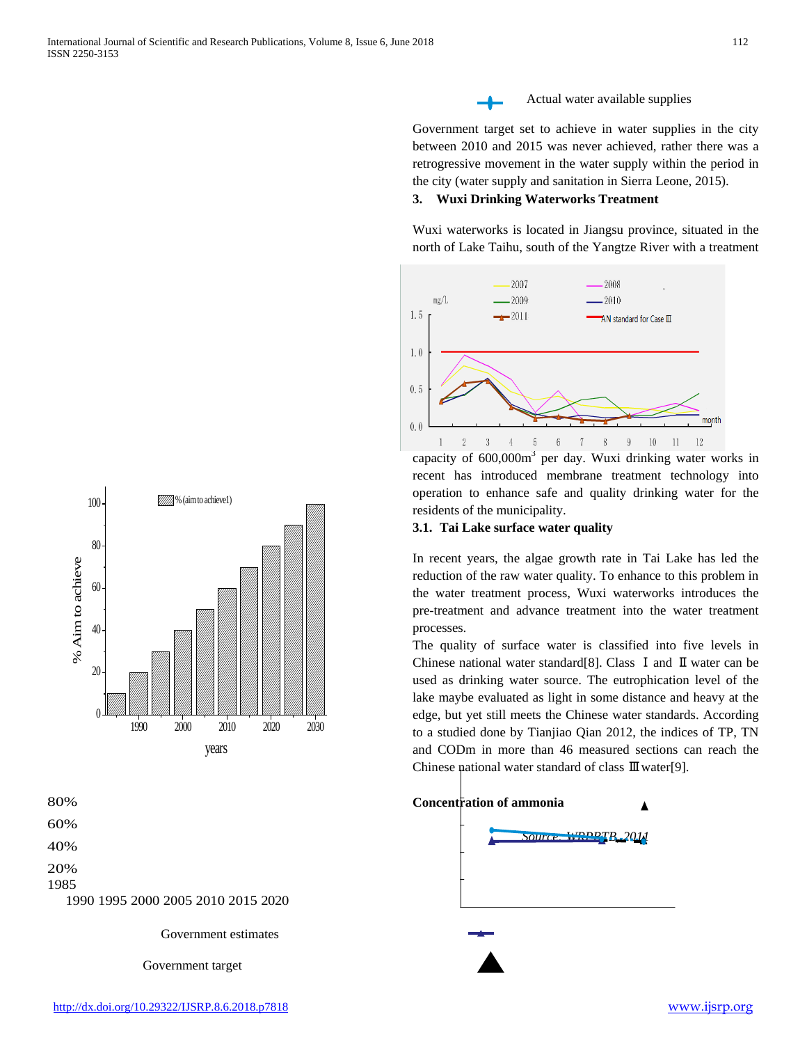Actual water available supplies

Government target set to achieve in water supplies in the city between 2010 and 2015 was never achieved, rather there was a retrogressive movement in the water supply within the period in the city (water supply and sanitation in Sierra Leone, 2015).

## 3. Wuxi Drinking Waterworks Treatment

Wuxi waterworks is located in Jiangsu province, situated in the north of Lake Taihu, south of the Yangtze River with a treatment capacity of 600,000m$^3$ per day. Wuxi drinking water works in recent has introduced membrane treatment technology into operation to enhance safe and quality drinking water for the residents of the municipality.

### 3.1. Tai Lake surface water quality

In recent years, the algae growth rate in Tai Lake has led the reduction of the raw water quality. To enhance to this problem in the water treatment process, Wuxi waterworks introduces the pre-treatment and advance treatment into the water treatment processes.

The quality of surface water is classified into five levels in Chinese national water standard[8]. Class Ⅰ and Ⅱ water can be used as drinking water source. The eutrophication level of the lake maybe evaluated as light in some distance and heavy at the edge, but yet still meets the Chinese water standards. According to a studied done by Tianjiao Qian 2012, the indices of TP, TN and CODm in more than 46 measured sections can reach the Chinese national water standard of class Ⅲ water[9].

**Concentration of ammonia**

Source: WRBPTB, 2011

80%

60%

40%

20%

1985

1990 1995 2000 2005 2010 2015 2020

Government estimates

Government target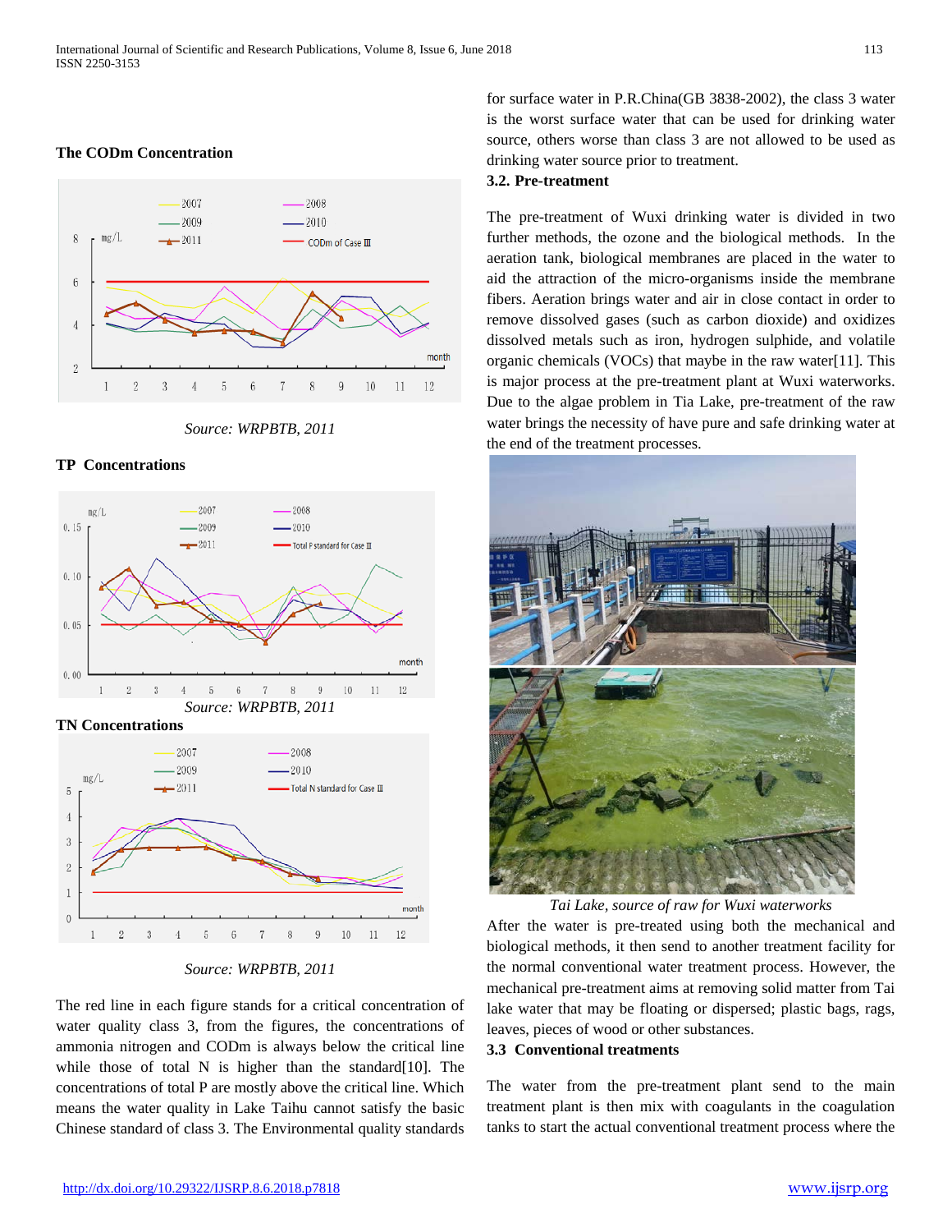**The CODm Concentration**

*Source: WRPBTB, 2011*

**TP Concentrations**

*Source: WRPBTB, 2011*

**TN Concentrations**

*Source: WRPBTB, 2011*

The red line in each figure stands for a critical concentration of water quality class 3, from the figures, the concentrations of ammonia nitrogen and CODm is always below the critical line while those of total N is higher than the standard[10]. The concentrations of total P are mostly above the critical line. Which means the water quality in Lake Taihu cannot satisfy the basic Chinese standard of class 3. The Environmental quality standards for surface water in P.R.China(GB 3838-2002), the class 3 water is the worst surface water that can be used for drinking water source, others worse than class 3 are not allowed to be used as drinking water source prior to treatment.

**3.2. Pre-treatment**

The pre-treatment of Wuxi drinking water is divided in two further methods, the ozone and the biological methods. In the aeration tank, biological membranes are placed in the water to aid the attraction of the micro-organisms inside the membrane fibers. Aeration brings water and air in close contact in order to remove dissolved gases (such as carbon dioxide) and oxidizes dissolved metals such as iron, hydrogen sulphide, and volatile organic chemicals (VOCs) that maybe in the raw water[11]. This is major process at the pre-treatment plant at Wuxi waterworks. Due to the algae problem in Tia Lake, pre-treatment of the raw water brings the necessity of have pure and safe drinking water at the end of the treatment processes.

*Tai Lake, source of raw for Wuxi waterworks*

After the water is pre-treated using both the mechanical and biological methods, it then send to another treatment facility for the normal conventional water treatment process. However, the mechanical pre-treatment aims at removing solid matter from Tai lake water that may be floating or dispersed; plastic bags, rags, leaves, pieces of wood or other substances.

**3.3 Conventional treatments**

The water from the pre-treatment plant send to the main treatment plant is then mix with coagulants in the coagulation tanks to start the actual conventional treatment process where the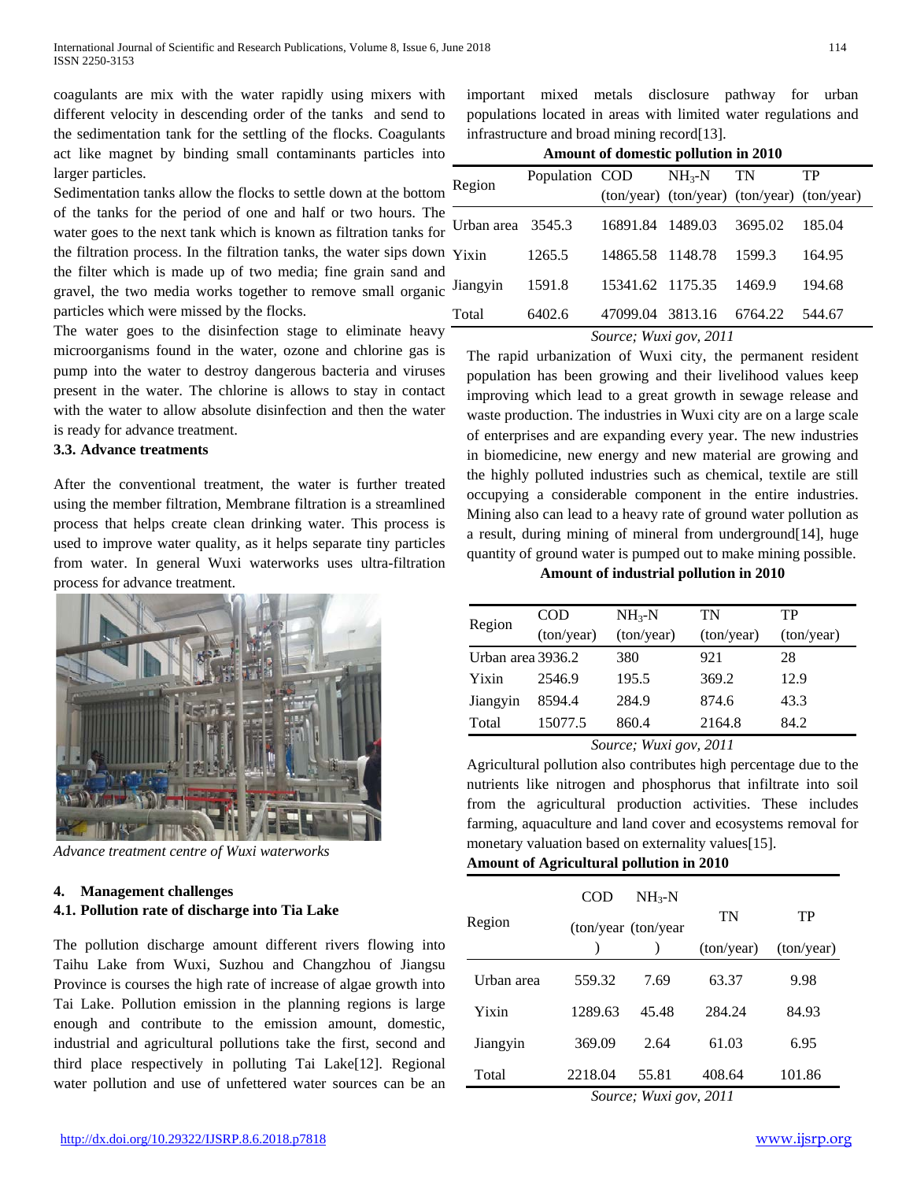coagulants are mix with the water rapidly using mixers with different velocity in descending order of the tanks and send to the sedimentation tank for the settling of the flocks. Coagulants act like magnet by binding small contaminants particles into larger particles.

Sedimentation tanks allow the flocks to settle down at the bottom of the tanks for the period of one and half or two hours. The water goes to the next tank which is known as filtration tanks for the filtration process. In the filtration tanks, the water sips down the filter which is made up of two media; fine grain sand and gravel, the two media works together to remove small organic particles which were missed by the flocks.

The water goes to the disinfection stage to eliminate heavy microorganisms found in the water, ozone and chlorine gas is pump into the water to destroy dangerous bacteria and viruses present in the water. The chlorine is allows to stay in contact with the water to allow absolute disinfection and then the water is ready for advance treatment.

### 3.3. Advance treatments

After the conventional treatment, the water is further treated using the member filtration, Membrane filtration is a streamlined process that helps create clean drinking water. This process is used to improve water quality, as it helps separate tiny particles from water. In general Wuxi waterworks uses ultra-filtration process for advance treatment.

*Advance treatment centre of Wuxi waterworks*

## 4. Management challenges

### 4.1. Pollution rate of discharge into Tia Lake

The pollution discharge amount different rivers flowing into Taihu Lake from Wuxi, Suzhou and Changzhou of Jiangsu Province is courses the high rate of increase of algae growth into Tai Lake. Pollution emission in the planning regions is large enough and contribute to the emission amount, domestic, industrial and agricultural pollutions take the first, second and third place respectively in polluting Tai Lake[12]. Regional water pollution and use of unfettered water sources can be an important mixed metals disclosure pathway for urban populations located in areas with limited water regulations and infrastructure and broad mining record[13].

**Amount of domestic pollution in 2010**

| Region | Population | COD (ton/year) | $NH_3$-N (ton/year) | TN (ton/year) | TP (ton/year) |
|---|---|---|---|---|---|
| Urban area | 3545.3 | 16891.84 | 1489.03 | 3695.02 | 185.04 |
| Yixin | 1265.5 | 14865.58 | 1148.78 | 1599.3 | 164.95 |
| Jiangyin | 1591.8 | 15341.62 | 1175.35 | 1469.9 | 194.68 |
| Total | 6402.6 | 47099.04 | 3813.16 | 6764.22 | 544.67 |

*Source; Wuxi gov, 2011*

The rapid urbanization of Wuxi city, the permanent resident population has been growing and their livelihood values keep improving which lead to a great growth in sewage release and waste production. The industries in Wuxi city are on a large scale of enterprises and are expanding every year. The new industries in biomedicine, new energy and new material are growing and the highly polluted industries such as chemical, textile are still occupying a considerable component in the entire industries. Mining also can lead to a heavy rate of ground water pollution as a result, during mining of mineral from underground[14], huge quantity of ground water is pumped out to make mining possible.

**Amount of industrial pollution in 2010**

| Region | COD (ton/year) | $NH_3$-N (ton/year) | TN (ton/year) | TP (ton/year) |
|---|---|---|---|---|
| Urban area | 3936.2 | 380 | 921 | 28 |
| Yixin | 2546.9 | 195.5 | 369.2 | 12.9 |
| Jiangyin | 8594.4 | 284.9 | 874.6 | 43.3 |
| Total | 15077.5 | 860.4 | 2164.8 | 84.2 |

*Source; Wuxi gov, 2011*

Agricultural pollution also contributes high percentage due to the nutrients like nitrogen and phosphorus that infiltrate into soil from the agricultural production activities. These includes farming, aquaculture and land cover and ecosystems removal for monetary valuation based on externality values[15].

**Amount of Agricultural pollution in 2010**

| Region | COD (ton/year) | $NH_3$-N (ton/year) | TN (ton/year) | TP (ton/year) |
|---|---|---|---|---|
| Urban area | 559.32 | 7.69 | 63.37 | 9.98 |
| Yixin | 1289.63 | 45.48 | 284.24 | 84.93 |
| Jiangyin | 369.09 | 2.64 | 61.03 | 6.95 |
| Total | 2218.04 | 55.81 | 408.64 | 101.86 |

*Source; Wuxi gov, 2011*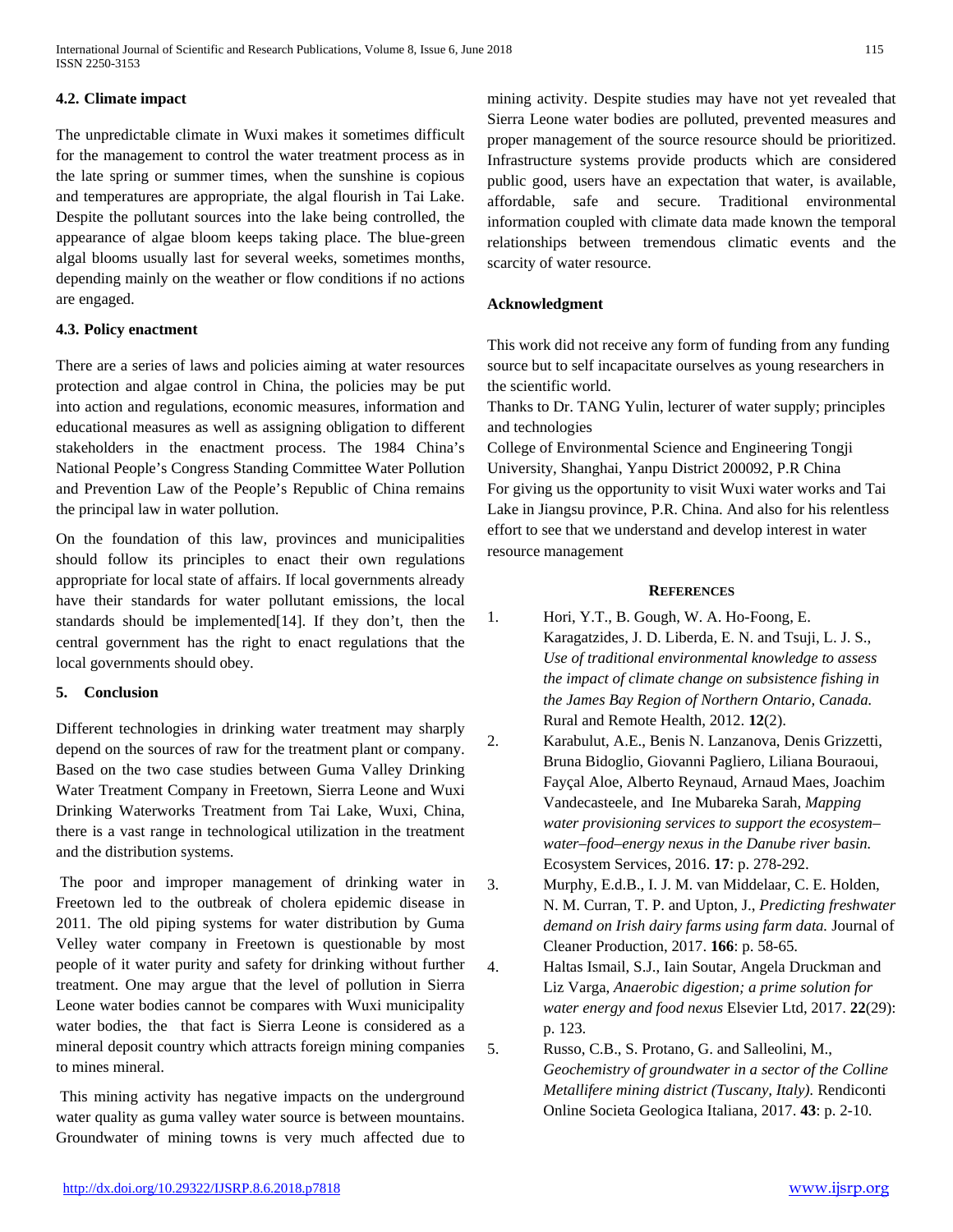### 4.2. Climate impact

The unpredictable climate in Wuxi makes it sometimes difficult for the management to control the water treatment process as in the late spring or summer times, when the sunshine is copious and temperatures are appropriate, the algal flourish in Tai Lake. Despite the pollutant sources into the lake being controlled, the appearance of algae bloom keeps taking place. The blue-green algal blooms usually last for several weeks, sometimes months, depending mainly on the weather or flow conditions if no actions are engaged.

### 4.3. Policy enactment

There are a series of laws and policies aiming at water resources protection and algae control in China, the policies may be put into action and regulations, economic measures, information and educational measures as well as assigning obligation to different stakeholders in the enactment process. The 1984 China's National People's Congress Standing Committee Water Pollution and Prevention Law of the People's Republic of China remains the principal law in water pollution.

On the foundation of this law, provinces and municipalities should follow its principles to enact their own regulations appropriate for local state of affairs. If local governments already have their standards for water pollutant emissions, the local standards should be implemented[14]. If they don't, then the central government has the right to enact regulations that the local governments should obey.

## 5. Conclusion

Different technologies in drinking water treatment may sharply depend on the sources of raw for the treatment plant or company. Based on the two case studies between Guma Valley Drinking Water Treatment Company in Freetown, Sierra Leone and Wuxi Drinking Waterworks Treatment from Tai Lake, Wuxi, China, there is a vast range in technological utilization in the treatment and the distribution systems.

The poor and improper management of drinking water in Freetown led to the outbreak of cholera epidemic disease in 2011. The old piping systems for water distribution by Guma Velley water company in Freetown is questionable by most people of it water purity and safety for drinking without further treatment. One may argue that the level of pollution in Sierra Leone water bodies cannot be compares with Wuxi municipality water bodies, the that fact is Sierra Leone is considered as a mineral deposit country which attracts foreign mining companies to mines mineral.

This mining activity has negative impacts on the underground water quality as guma valley water source is between mountains. Groundwater of mining towns is very much affected due to mining activity. Despite studies may have not yet revealed that Sierra Leone water bodies are polluted, prevented measures and proper management of the source resource should be prioritized. Infrastructure systems provide products which are considered public good, users have an expectation that water, is available, affordable, safe and secure. Traditional environmental information coupled with climate data made known the temporal relationships between tremendous climatic events and the scarcity of water resource.

### Acknowledgment

This work did not receive any form of funding from any funding source but to self incapacitate ourselves as young researchers in the scientific world.

Thanks to Dr. TANG Yulin, lecturer of water supply; principles and technologies

College of Environmental Science and Engineering Tongji University, Shanghai, Yanpu District 200092, P.R China

For giving us the opportunity to visit Wuxi water works and Tai Lake in Jiangsu province, P.R. China. And also for his relentless effort to see that we understand and develop interest in water resource management

### References

1. Hori, Y.T., B. Gough, W. A. Ho-Foong, E. Karagatzides, J. D. Liberda, E. N. and Tsuji, L. J. S., *Use of traditional environmental knowledge to assess the impact of climate change on subsistence fishing in the James Bay Region of Northern Ontario, Canada.* Rural and Remote Health, 2012. **12**(2).
2. Karabulut, A.E., Benis N. Lanzanova, Denis Grizzetti, Bruna Bidoglio, Giovanni Pagliero, Liliana Bouraoui, Fayçal Aloe, Alberto Reynaud, Arnaud Maes, Joachim Vandecasteele, and Ine Mubareka Sarah, *Mapping water provisioning services to support the ecosystem–water–food–energy nexus in the Danube river basin.* Ecosystem Services, 2016. **17**: p. 278-292.
3. Murphy, E.d.B., I. J. M. van Middelaar, C. E. Holden, N. M. Curran, T. P. and Upton, J., *Predicting freshwater demand on Irish dairy farms using farm data.* Journal of Cleaner Production, 2017. **166**: p. 58-65.
4. Haltas Ismail, S.J., Iain Soutar, Angela Druckman and Liz Varga, *Anaerobic digestion; a prime solution for water energy and food nexus* Elsevier Ltd, 2017. **22**(29): p. 123.
5. Russo, C.B., S. Protano, G. and Salleolini, M., *Geochemistry of groundwater in a sector of the Colline Metallifere mining district (Tuscany, Italy).* Rendiconti Online Societa Geologica Italiana, 2017. **43**: p. 2-10.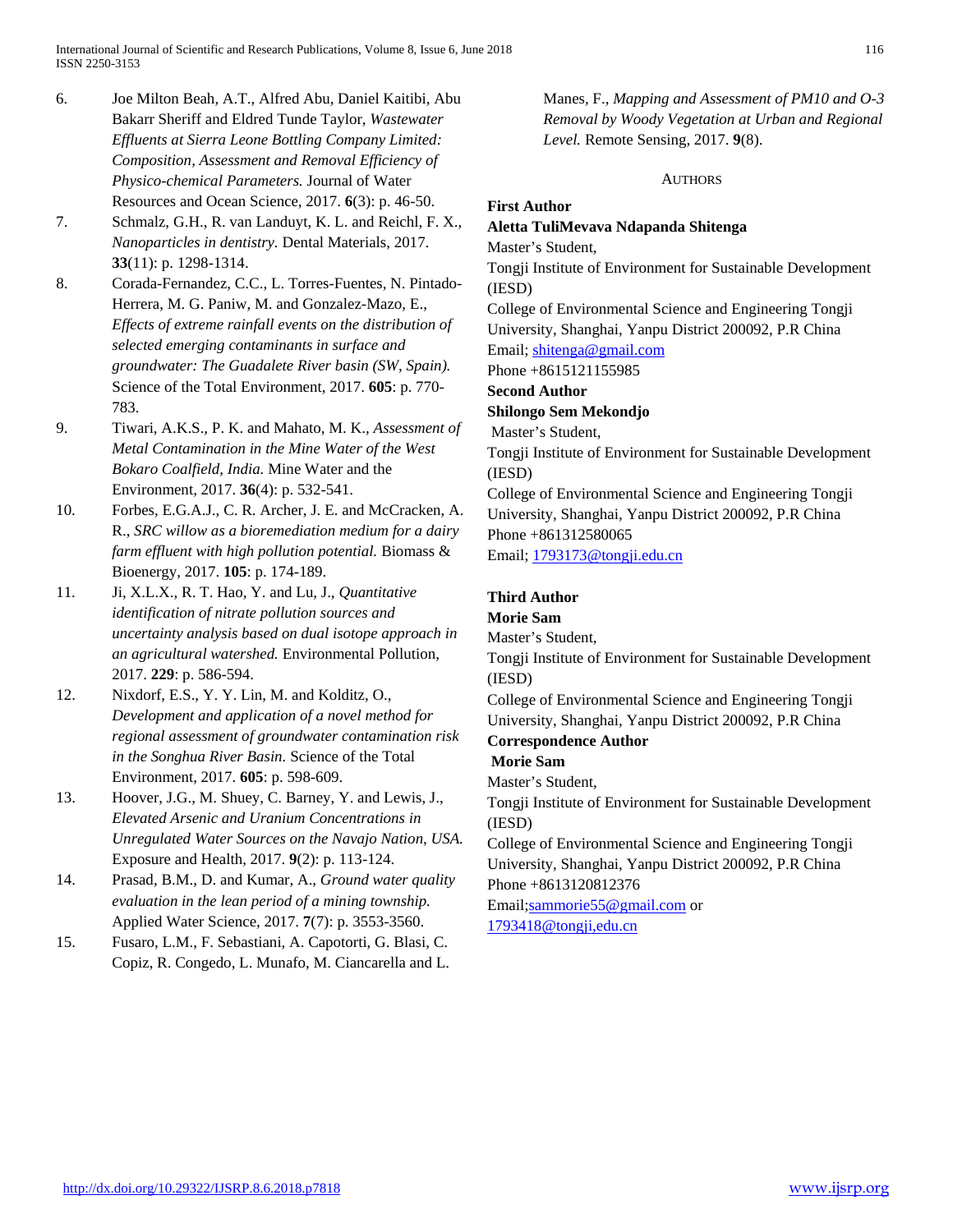6. Joe Milton Beah, A.T., Alfred Abu, Daniel Kaitibi, Abu Bakarr Sheriff and Eldred Tunde Taylor, *Wastewater Effluents at Sierra Leone Bottling Company Limited: Composition, Assessment and Removal Efficiency of Physico-chemical Parameters.* Journal of Water Resources and Ocean Science, 2017. **6**(3): p. 46-50.
7. Schmalz, G.H., R. van Landuyt, K. L. and Reichl, F. X., *Nanoparticles in dentistry.* Dental Materials, 2017. **33**(11): p. 1298-1314.
8. Corada-Fernandez, C.C., L. Torres-Fuentes, N. Pintado-Herrera, M. G. Paniw, M. and Gonzalez-Mazo, E., *Effects of extreme rainfall events on the distribution of selected emerging contaminants in surface and groundwater: The Guadalete River basin (SW, Spain).* Science of the Total Environment, 2017. **605**: p. 770-783.
9. Tiwari, A.K.S., P. K. and Mahato, M. K., *Assessment of Metal Contamination in the Mine Water of the West Bokaro Coalfield, India.* Mine Water and the Environment, 2017. **36**(4): p. 532-541.
10. Forbes, E.G.A.J., C. R. Archer, J. E. and McCracken, A. R., *SRC willow as a bioremediation medium for a dairy farm effluent with high pollution potential.* Biomass & Bioenergy, 2017. **105**: p. 174-189.
11. Ji, X.L.X., R. T. Hao, Y. and Lu, J., *Quantitative identification of nitrate pollution sources and uncertainty analysis based on dual isotope approach in an agricultural watershed.* Environmental Pollution, 2017. **229**: p. 586-594.
12. Nixdorf, E.S., Y. Y. Lin, M. and Kolditz, O., *Development and application of a novel method for regional assessment of groundwater contamination risk in the Songhua River Basin.* Science of the Total Environment, 2017. **605**: p. 598-609.
13. Hoover, J.G., M. Shuey, C. Barney, Y. and Lewis, J., *Elevated Arsenic and Uranium Concentrations in Unregulated Water Sources on the Navajo Nation, USA.* Exposure and Health, 2017. **9**(2): p. 113-124.
14. Prasad, B.M., D. and Kumar, A., *Ground water quality evaluation in the lean period of a mining township.* Applied Water Science, 2017. **7**(7): p. 3553-3560.
15. Fusaro, L.M., F. Sebastiani, A. Capotorti, G. Blasi, C. Copiz, R. Congedo, L. Munafo, M. Ciancarella and L. Manes, F., *Mapping and Assessment of PM10 and O-3 Removal by Woody Vegetation at Urban and Regional Level.* Remote Sensing, 2017. **9**(8).

## AUTHORS

**First Author**
**Aletta TuliMevava Ndapanda Shitenga**
Master's Student,
Tongji Institute of Environment for Sustainable Development (IESD)
College of Environmental Science and Engineering Tongji University, Shanghai, Yanpu District 200092, P.R China
Email; shitenga@gmail.com
Phone +8615121155985

**Second Author**
**Shilongo Sem Mekondjo**
Master's Student,
Tongji Institute of Environment for Sustainable Development (IESD)
College of Environmental Science and Engineering Tongji University, Shanghai, Yanpu District 200092, P.R China
Phone +861312580065
Email; 1793173@tongji.edu.cn

**Third Author**
**Morie Sam**
Master's Student,
Tongji Institute of Environment for Sustainable Development (IESD)
College of Environmental Science and Engineering Tongji University, Shanghai, Yanpu District 200092, P.R China

**Correspondence Author**
**Morie Sam**
Master's Student,
Tongji Institute of Environment for Sustainable Development (IESD)
College of Environmental Science and Engineering Tongji University, Shanghai, Yanpu District 200092, P.R China
Phone +8613120812376
Email;sammorie55@gmail.com or 1793418@tongji,edu.cn